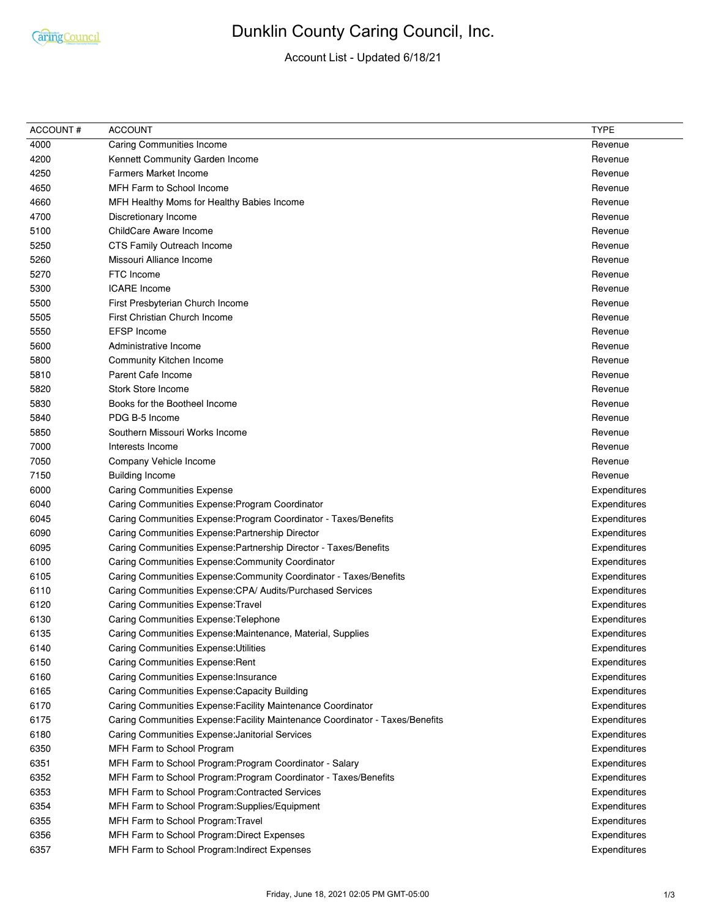# Dunklin County Caring Council, Inc.

Account List - Updated 6/18/21

| ACCOUNT # | ACCOUNT | TYPE |
|---|---|---|
| 4000 | Caring Communities Income | Revenue |
| 4200 | Kennett Community Garden Income | Revenue |
| 4250 | Farmers Market Income | Revenue |
| 4650 | MFH Farm to School Income | Revenue |
| 4660 | MFH Healthy Moms for Healthy Babies Income | Revenue |
| 4700 | Discretionary Income | Revenue |
| 5100 | ChildCare Aware Income | Revenue |
| 5250 | CTS Family Outreach Income | Revenue |
| 5260 | Missouri Alliance Income | Revenue |
| 5270 | FTC Income | Revenue |
| 5300 | ICARE Income | Revenue |
| 5500 | First Presbyterian Church Income | Revenue |
| 5505 | First Christian Church Income | Revenue |
| 5550 | EFSP Income | Revenue |
| 5600 | Administrative Income | Revenue |
| 5800 | Community Kitchen Income | Revenue |
| 5810 | Parent Cafe Income | Revenue |
| 5820 | Stork Store Income | Revenue |
| 5830 | Books for the Bootheel Income | Revenue |
| 5840 | PDG B-5 Income | Revenue |
| 5850 | Southern Missouri Works Income | Revenue |
| 7000 | Interests Income | Revenue |
| 7050 | Company Vehicle Income | Revenue |
| 7150 | Building Income | Revenue |
| 6000 | Caring Communities Expense | Expenditures |
| 6040 | Caring Communities Expense:Program Coordinator | Expenditures |
| 6045 | Caring Communities Expense:Program Coordinator - Taxes/Benefits | Expenditures |
| 6090 | Caring Communities Expense:Partnership Director | Expenditures |
| 6095 | Caring Communities Expense:Partnership Director - Taxes/Benefits | Expenditures |
| 6100 | Caring Communities Expense:Community Coordinator | Expenditures |
| 6105 | Caring Communities Expense:Community Coordinator - Taxes/Benefits | Expenditures |
| 6110 | Caring Communities Expense:CPA/ Audits/Purchased Services | Expenditures |
| 6120 | Caring Communities Expense:Travel | Expenditures |
| 6130 | Caring Communities Expense:Telephone | Expenditures |
| 6135 | Caring Communities Expense:Maintenance, Material, Supplies | Expenditures |
| 6140 | Caring Communities Expense:Utilities | Expenditures |
| 6150 | Caring Communities Expense:Rent | Expenditures |
| 6160 | Caring Communities Expense:Insurance | Expenditures |
| 6165 | Caring Communities Expense:Capacity Building | Expenditures |
| 6170 | Caring Communities Expense:Facility Maintenance Coordinator | Expenditures |
| 6175 | Caring Communities Expense:Facility Maintenance Coordinator - Taxes/Benefits | Expenditures |
| 6180 | Caring Communities Expense:Janitorial Services | Expenditures |
| 6350 | MFH Farm to School Program | Expenditures |
| 6351 | MFH Farm to School Program:Program Coordinator - Salary | Expenditures |
| 6352 | MFH Farm to School Program:Program Coordinator - Taxes/Benefits | Expenditures |
| 6353 | MFH Farm to School Program:Contracted Services | Expenditures |
| 6354 | MFH Farm to School Program:Supplies/Equipment | Expenditures |
| 6355 | MFH Farm to School Program:Travel | Expenditures |
| 6356 | MFH Farm to School Program:Direct Expenses | Expenditures |
| 6357 | MFH Farm to School Program:Indirect Expenses | Expenditures |

Friday, June 18, 2021 02:05 PM GMT-05:00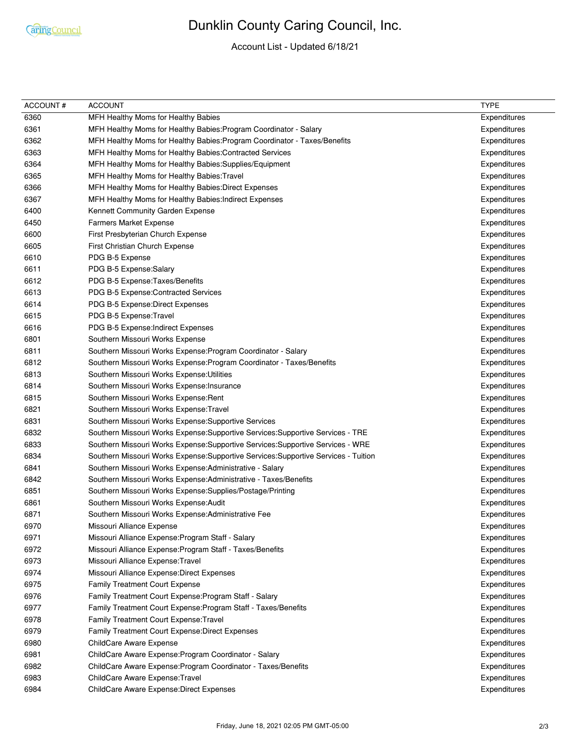# Dunklin County Caring Council, Inc.

Account List - Updated 6/18/21

| ACCOUNT # | ACCOUNT | TYPE |
|---|---|---|
| 6360 | MFH Healthy Moms for Healthy Babies | Expenditures |
| 6361 | MFH Healthy Moms for Healthy Babies:Program Coordinator - Salary | Expenditures |
| 6362 | MFH Healthy Moms for Healthy Babies:Program Coordinator - Taxes/Benefits | Expenditures |
| 6363 | MFH Healthy Moms for Healthy Babies:Contracted Services | Expenditures |
| 6364 | MFH Healthy Moms for Healthy Babies:Supplies/Equipment | Expenditures |
| 6365 | MFH Healthy Moms for Healthy Babies:Travel | Expenditures |
| 6366 | MFH Healthy Moms for Healthy Babies:Direct Expenses | Expenditures |
| 6367 | MFH Healthy Moms for Healthy Babies:Indirect Expenses | Expenditures |
| 6400 | Kennett Community Garden Expense | Expenditures |
| 6450 | Farmers Market Expense | Expenditures |
| 6600 | First Presbyterian Church Expense | Expenditures |
| 6605 | First Christian Church Expense | Expenditures |
| 6610 | PDG B-5 Expense | Expenditures |
| 6611 | PDG B-5 Expense:Salary | Expenditures |
| 6612 | PDG B-5 Expense:Taxes/Benefits | Expenditures |
| 6613 | PDG B-5 Expense:Contracted Services | Expenditures |
| 6614 | PDG B-5 Expense:Direct Expenses | Expenditures |
| 6615 | PDG B-5 Expense:Travel | Expenditures |
| 6616 | PDG B-5 Expense:Indirect Expenses | Expenditures |
| 6801 | Southern Missouri Works Expense | Expenditures |
| 6811 | Southern Missouri Works Expense:Program Coordinator - Salary | Expenditures |
| 6812 | Southern Missouri Works Expense:Program Coordinator - Taxes/Benefits | Expenditures |
| 6813 | Southern Missouri Works Expense:Utilities | Expenditures |
| 6814 | Southern Missouri Works Expense:Insurance | Expenditures |
| 6815 | Southern Missouri Works Expense:Rent | Expenditures |
| 6821 | Southern Missouri Works Expense:Travel | Expenditures |
| 6831 | Southern Missouri Works Expense:Supportive Services | Expenditures |
| 6832 | Southern Missouri Works Expense:Supportive Services:Supportive Services - TRE | Expenditures |
| 6833 | Southern Missouri Works Expense:Supportive Services:Supportive Services - WRE | Expenditures |
| 6834 | Southern Missouri Works Expense:Supportive Services:Supportive Services - Tuition | Expenditures |
| 6841 | Southern Missouri Works Expense:Administrative - Salary | Expenditures |
| 6842 | Southern Missouri Works Expense:Administrative - Taxes/Benefits | Expenditures |
| 6851 | Southern Missouri Works Expense:Supplies/Postage/Printing | Expenditures |
| 6861 | Southern Missouri Works Expense:Audit | Expenditures |
| 6871 | Southern Missouri Works Expense:Administrative Fee | Expenditures |
| 6970 | Missouri Alliance Expense | Expenditures |
| 6971 | Missouri Alliance Expense:Program Staff - Salary | Expenditures |
| 6972 | Missouri Alliance Expense:Program Staff - Taxes/Benefits | Expenditures |
| 6973 | Missouri Alliance Expense:Travel | Expenditures |
| 6974 | Missouri Alliance Expense:Direct Expenses | Expenditures |
| 6975 | Family Treatment Court Expense | Expenditures |
| 6976 | Family Treatment Court Expense:Program Staff - Salary | Expenditures |
| 6977 | Family Treatment Court Expense:Program Staff - Taxes/Benefits | Expenditures |
| 6978 | Family Treatment Court Expense:Travel | Expenditures |
| 6979 | Family Treatment Court Expense:Direct Expenses | Expenditures |
| 6980 | ChildCare Aware Expense | Expenditures |
| 6981 | ChildCare Aware Expense:Program Coordinator - Salary | Expenditures |
| 6982 | ChildCare Aware Expense:Program Coordinator - Taxes/Benefits | Expenditures |
| 6983 | ChildCare Aware Expense:Travel | Expenditures |
| 6984 | ChildCare Aware Expense:Direct Expenses | Expenditures |

Friday, June 18, 2021 02:05 PM GMT-05:00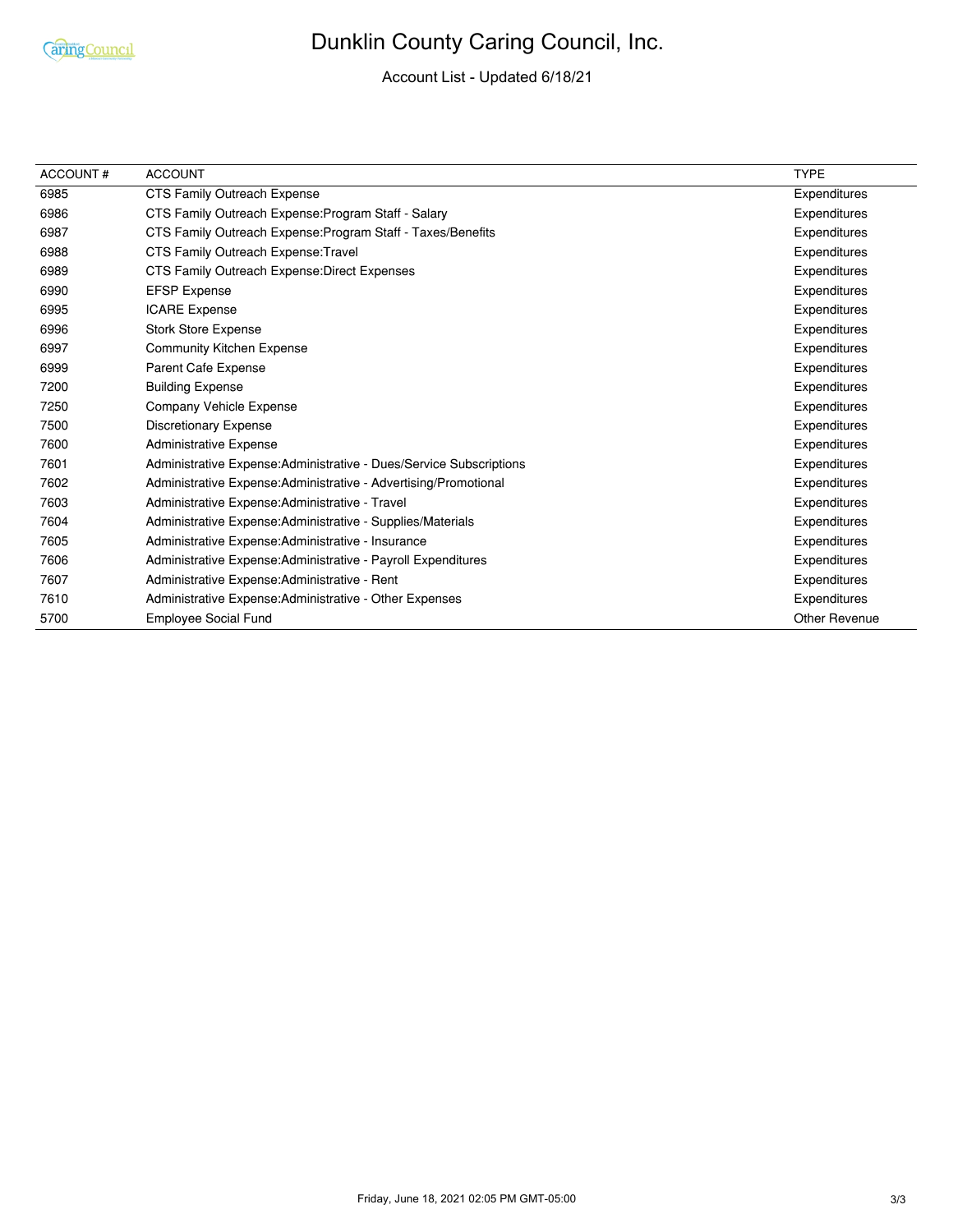# Dunklin County Caring Council, Inc.

Account List - Updated 6/18/21

| ACCOUNT # | ACCOUNT | TYPE |
|---|---|---|
| 6985 | CTS Family Outreach Expense | Expenditures |
| 6986 | CTS Family Outreach Expense:Program Staff - Salary | Expenditures |
| 6987 | CTS Family Outreach Expense:Program Staff - Taxes/Benefits | Expenditures |
| 6988 | CTS Family Outreach Expense:Travel | Expenditures |
| 6989 | CTS Family Outreach Expense:Direct Expenses | Expenditures |
| 6990 | EFSP Expense | Expenditures |
| 6995 | ICARE Expense | Expenditures |
| 6996 | Stork Store Expense | Expenditures |
| 6997 | Community Kitchen Expense | Expenditures |
| 6999 | Parent Cafe Expense | Expenditures |
| 7200 | Building Expense | Expenditures |
| 7250 | Company Vehicle Expense | Expenditures |
| 7500 | Discretionary Expense | Expenditures |
| 7600 | Administrative Expense | Expenditures |
| 7601 | Administrative Expense:Administrative - Dues/Service Subscriptions | Expenditures |
| 7602 | Administrative Expense:Administrative - Advertising/Promotional | Expenditures |
| 7603 | Administrative Expense:Administrative - Travel | Expenditures |
| 7604 | Administrative Expense:Administrative - Supplies/Materials | Expenditures |
| 7605 | Administrative Expense:Administrative - Insurance | Expenditures |
| 7606 | Administrative Expense:Administrative - Payroll Expenditures | Expenditures |
| 7607 | Administrative Expense:Administrative - Rent | Expenditures |
| 7610 | Administrative Expense:Administrative - Other Expenses | Expenditures |
| 5700 | Employee Social Fund | Other Revenue |

Friday, June 18, 2021 02:05 PM GMT-05:00